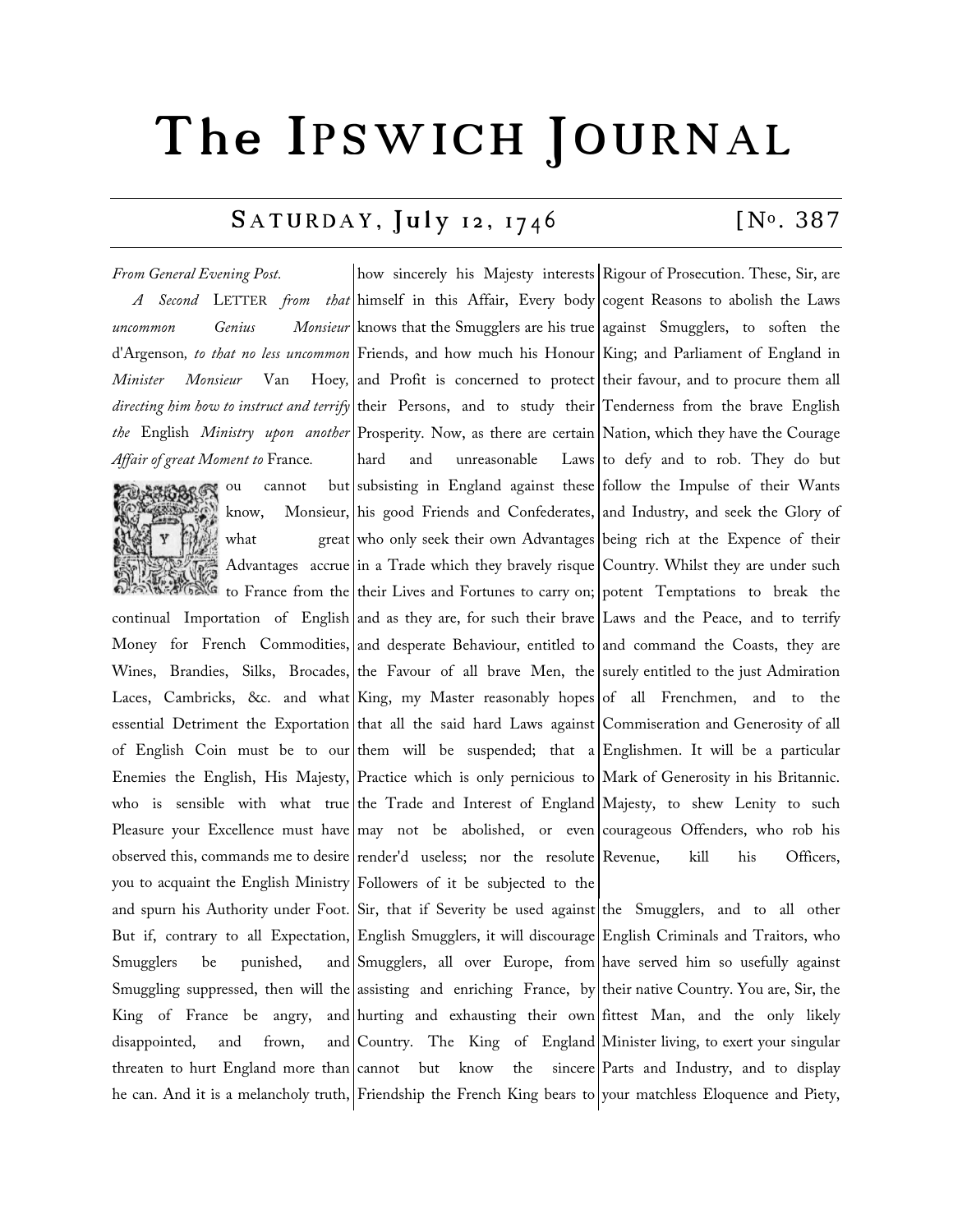# The IPSWICH JOURNAL

## SATURDAY, July 12, 1746 [No. 387

*From General Evening Post.*

*A Second* LETTER *from that uncommon Genius Monsieur* d'Argenson*, to that no less uncommon Minister Monsieur* Van Hoey*, directing him how to instruct and terrify the* English *Ministry upon another Affair of great Moment to* France.

You cannot but know, Monsieur, what great Advantages accrue to France from the continual Importation of English Money for French Commodities, Wines, Brandies, Silks, Brocades, Laces, Cambricks, &c. and what essential Detriment the Exportation of English Coin must be to our Enemies the English, His Majesty, who is sensible with what true Pleasure your Excellence must have observed this, commands me to desire you to acquaint the English Ministry how sincerely his Majesty interests himself in this Affair, Every body knows that the Smugglers are his true Friends, and how much his Honour and Profit is concerned to protect their Persons, and to study their Prosperity. Now, as there are certain hard and unreasonable Laws subsisting in England against these his good Friends and Confederates, who only seek their own Advantages in a Trade which they bravely risque their Lives and Fortunes to carry on; and as they are, for such their brave and desperate Behaviour, entitled to the Favour of all brave Men, the King, my Master reasonably hopes that all the said hard Laws against them will be suspended; that a Practice which is only pernicious to the Trade and Interest of England may not be abolished, or even render'd useless; nor the resolute Followers of it be subjected to the Rigour of Prosecution. These, Sir, are cogent Reasons to abolish the Laws against Smugglers, to soften the King; and Parliament of England in their favour, and to procure them all Tenderness from the brave English Nation, which they have the Courage to defy and to rob. They do but follow the Impulse of their Wants and Industry, and seek the Glory of being rich at the Expence of their Country. Whilst they are under such potent Temptations to break the Laws and the Peace, and to terrify and command the Coasts, they are surely entitled to the just Admiration of all Frenchmen, and to the Commiseration and Generosity of all Englishmen. It will be a particular Mark of Generosity in his Britannic. Majesty, to shew Lenity to such courageous Offenders, who rob his Revenue, kill his Officers, and spurn his Authority under Foot. But if, contrary to all Expectation, Smugglers be punished, and Smuggling suppressed, then will the King of France be angry, and disappointed, and frown, and threaten to hurt England more than he can. And it is a melancholy truth, Sir, that if Severity be used against English Smugglers, it will discourage Smugglers, all over Europe, from assisting and enriching France, by hurting and exhausting their own Country. The King of England cannot but know the sincere Friendship the French King bears to the Smugglers, and to all other English Criminals and Traitors, who have served him so usefully against their native Country. You are, Sir, the fittest Man, and the only likely Minister living, to exert your singular Parts and Industry, and to display your matchless Eloquence and Piety,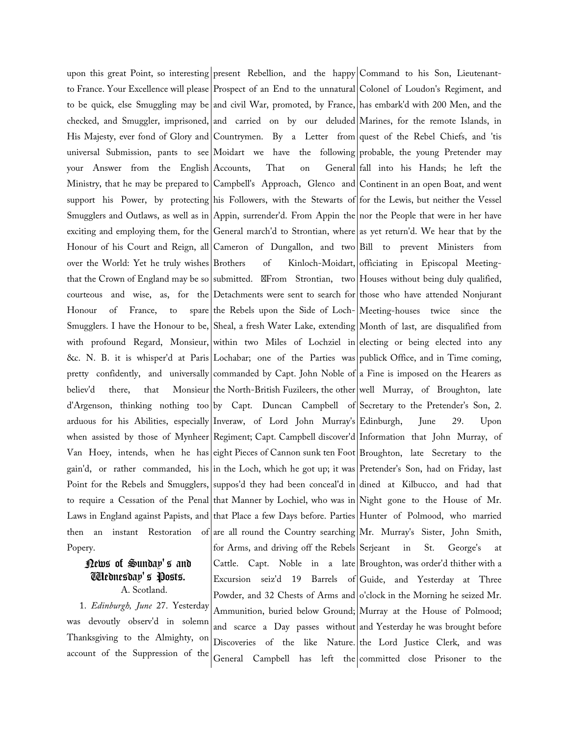upon this great Point, so interesting to France. Your Excellence will please to be quick, else Smuggling may be checked, and Smuggler, imprisoned, His Majesty, ever fond of Glory and universal Submission, pants to see your Answer from the English Ministry, that he may be prepared to support his Power, by protecting Smugglers and Outlaws, as well as in exciting and employing them, for the Honour of his Court and Reign, all over the World: Yet he truly wishes that the Crown of England may be so courteous and wise, as, for the Honour of France, to spare Smugglers. I have the Honour to be, with profound Regard, Monsieur, &c. N. B. it is whisper'd at Paris pretty confidently, and universally believ'd there, that Monsieur d'Argenson, thinking nothing too arduous for his Abilities, especially when assisted by those of Mynheer Van Hoey, intends, when he has gain'd, or rather commanded, his Point for the Rebels and Smugglers, to require a Cessation of the Penal Laws in England against Papists, and then an instant Restoration of Popery.

## News of Sunday's and Wednesday's Posts.

A. Scotland.

1. *Edinburgh, June* 27. Yesterday was devoutly observ'd in solemn Thanksgiving to the Almighty, on account of the Suppression of the present Rebellion, and the happy Prospect of an End to the unnatural and civil War, promoted, by France, and carried on by our deluded Countrymen. By a Letter from Moidart we have the following Accounts, That on General Campbell's Approach, Glenco and his Followers, with the Stewarts of Appin, surrender'd. From Appin the General march'd to Strontian, where Cameron of Dungallon, and two Brothers of Kinloch-Moidart, submitted. From Strontian, two Detachments were sent to search for the Rebels upon the Side of Loch-Sheal, a fresh Water Lake, extending within two Miles of Lochziel in Lochabar; one of the Parties was commanded by Capt. John Noble of the North-British Fuzileers, the other by Capt. Duncan Campbell of Inveraw, of Lord John Murray's Regiment; Capt. Campbell discover'd eight Pieces of Cannon sunk ten Foot in the Loch, which he got up; it was suppos'd they had been conceal'd in that Manner by Lochiel, who was in that Place a few Days before. Parties are all round the Country searching for Arms, and driving off the Rebels Cattle. Capt. Noble in a late Excursion seiz'd 19 Barrels of Powder, and 32 Chests of Arms and Ammunition, buried below Ground; and scarce a Day passes without Discoveries of the like Nature. General Campbell has left the Command to his Son, Lieutenant-Colonel of Loudon's Regiment, and has embark'd with 200 Men, and the Marines, for the remote Islands, in quest of the Rebel Chiefs, and 'tis probable, the young Pretender may fall into his Hands; he left the Continent in an open Boat, and went for the Lewis, but neither the Vessel nor the People that were in her have as yet return'd. We hear that by the Bill to prevent Ministers from officiating in Episcopal Meeting-Houses without being duly qualified, those who have attended Nonjurant Meeting-houses twice since the Month of last, are disqualified from electing or being elected into any publick Office, and in Time coming, a Fine is imposed on the Hearers as well Murray, of Broughton, late Secretary to the Pretender's Son, 2. Edinburgh, June 29. Upon Information that John Murray, of Broughton, late Secretary to the Pretender's Son, had on Friday, last dined at Kilbucco, and had that Night gone to the House of Mr. Hunter of Polmood, who married Mr. Murray's Sister, John Smith, Serjeant in St. George's at Broughton, was order'd thither with a Guide, and Yesterday at Three o'clock in the Morning he seized Mr. Murray at the House of Polmood; and Yesterday he was brought before the Lord Justice Clerk, and was committed close Prisoner to the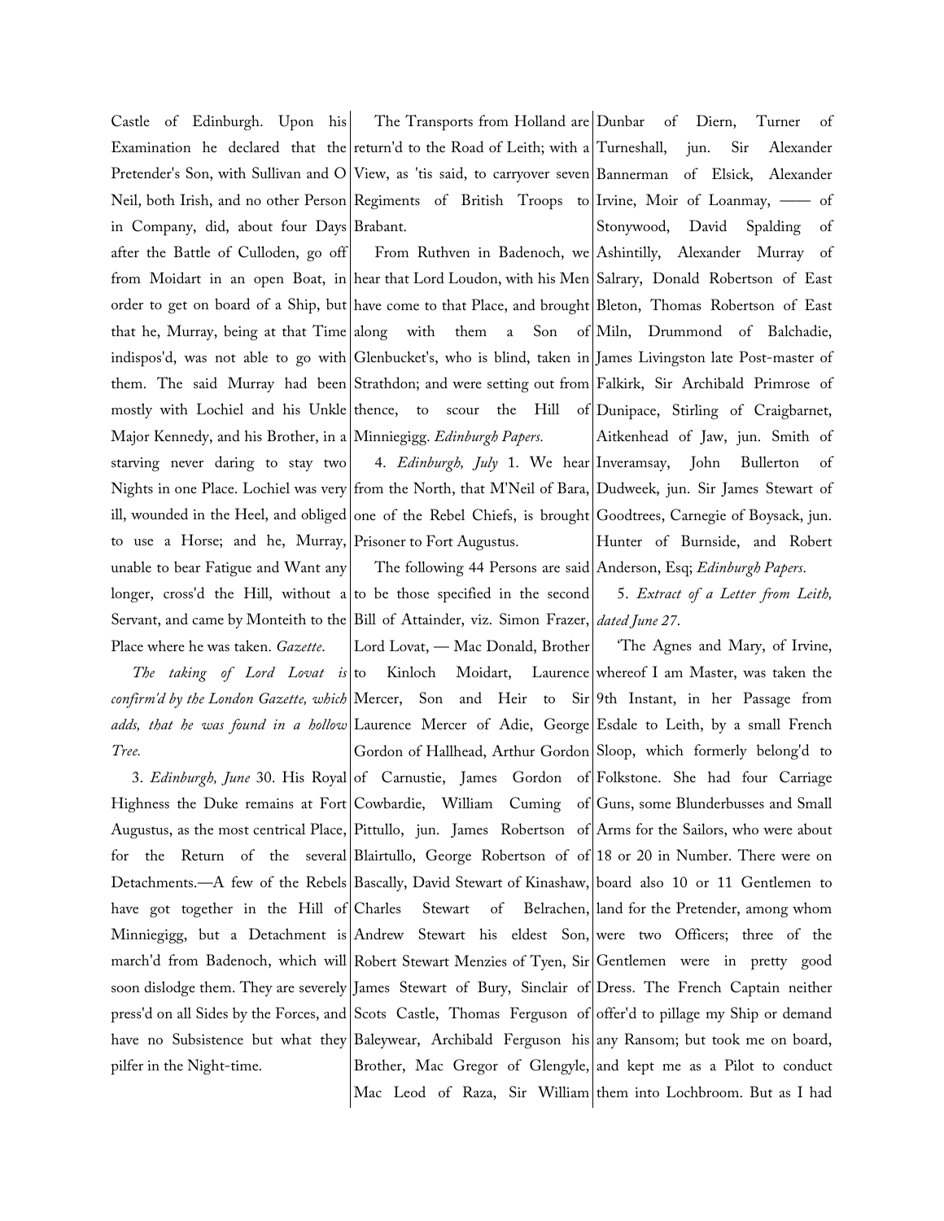Castle of Edinburgh. Upon his Examination he declared that the Pretender's Son, with Sullivan and O Neil, both Irish, and no other Person in Company, did, about four Days after the Battle of Culloden, go off from Moidart in an open Boat, in order to get on board of a Ship, but that he, Murray, being at that Time indispos'd, was not able to go with them. The said Murray had been mostly with Lochiel and his Unkle Major Kennedy, and his Brother, in a starving never daring to stay two Nights in one Place. Lochiel was very ill, wounded in the Heel, and obliged to use a Horse; and he, Murray, unable to bear Fatigue and Want any longer, cross'd the Hill, without a Servant, and came by Monteith to the Place where he was taken. *Gazette*.

*The taking of Lord Lovat is confirm'd by the London Gazette, which adds, that he was found in a hollow Tree.*

3. *Edinburgh, June* 30. His Royal Highness the Duke remains at Fort Augustus, as the most centrical Place, for the Return of the several Detachments.—A few of the Rebels have got together in the Hill of Minniegigg, but a Detachment is march'd from Badenoch, which will soon dislodge them. They are severely press'd on all Sides by the Forces, and have no Subsistence but what they pilfer in the Night-time.

The Transports from Holland are return'd to the Road of Leith; with a View, as 'tis said, to carryover seven Regiments of British Troops to Brabant.

From Ruthven in Badenoch, we hear that Lord Loudon, with his Men have come to that Place, and brought along with them a Son of Glenbucket's, who is blind, taken in Strathdon; and were setting out from thence, to scour the Hill of Minniegigg. *Edinburgh Papers.*

4. *Edinburgh, July* 1. We hear from the North, that M'Neil of Bara, one of the Rebel Chiefs, is brought Prisoner to Fort Augustus.

The following 44 Persons are said to be those specified in the second Bill of Attainder, viz. Simon Frazer, Lord Lovat, — Mac Donald, Brother to Kinloch Moidart, Laurence Mercer, Son and Heir to Sir Laurence Mercer of Adie, George Gordon of Hallhead, Arthur Gordon of Carnustie, James Gordon of Cowbardie, William Cuming of Pittullo, jun. James Robertson of Blairtullo, George Robertson of of Bascally, David Stewart of Kinashaw, Charles Stewart of Belrachen, Andrew Stewart his eldest Son, Robert Stewart Menzies of Tyen, Sir James Stewart of Bury, Sinclair of Scots Castle, Thomas Ferguson of Baleywear, Archibald Ferguson his Brother, Mac Gregor of Glengyle, Mac Leod of Raza, Sir William Dunbar of Diern, Turner of Turneshall, jun. Sir Alexander Bannerman of Elsick, Alexander Irvine, Moir of Loanmay, —— of Stonywood, David Spalding of Ashintilly, Alexander Murray of Salrary, Donald Robertson of East Bleton, Thomas Robertson of East Miln, Drummond of Balchadie, James Livingston late Post-master of Falkirk, Sir Archibald Primrose of Dunipace, Stirling of Craigbarnet, Aitkenhead of Jaw, jun. Smith of Inveramsay, John Bullerton of Dudweek, jun. Sir James Stewart of Goodtrees, Carnegie of Boysack, jun. Hunter of Burnside, and Robert Anderson, Esq; *Edinburgh Papers*.

5. *Extract of a Letter from Leith, dated June 27*.

'The Agnes and Mary, of Irvine, whereof I am Master, was taken the 9th Instant, in her Passage from Esdale to Leith, by a small French Sloop, which formerly belong'd to Folkstone. She had four Carriage Guns, some Blunderbusses and Small Arms for the Sailors, who were about 18 or 20 in Number. There were on board also 10 or 11 Gentlemen to land for the Pretender, among whom were two Officers; three of the Gentlemen were in pretty good Dress. The French Captain neither offer'd to pillage my Ship or demand any Ransom; but took me on board, and kept me as a Pilot to conduct them into Lochbroom. But as I had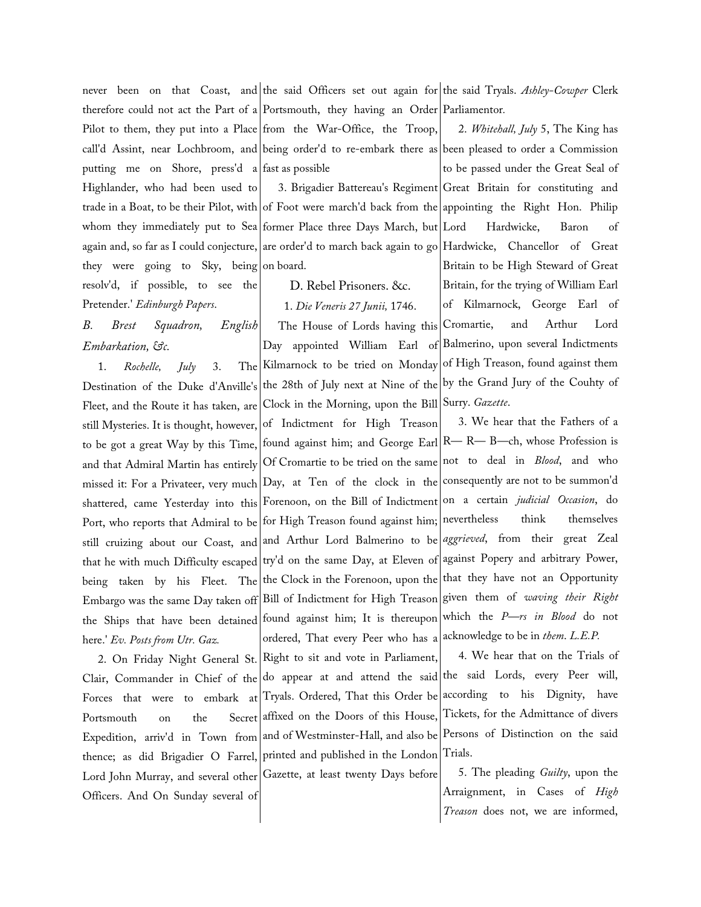never been on that Coast, and therefore could not act the Part of a Pilot to them, they put into a Place call'd Assint, near Lochbroom, and putting me on Shore, press'd a Highlander, who had been used to trade in a Boat, to be their Pilot, with whom they immediately put to Sea again and, so far as I could conjecture, they were going to Sky, being resolv'd, if possible, to see the Pretender.' *Edinburgh Papers*.

*B. Brest Squadron, English Embarkation, &c.*

1. *Rochelle, July* 3. The Destination of the Duke d'Anville's Fleet, and the Route it has taken, are still Mysteries. It is thought, however, to be got a great Way by this Time, and that Admiral Martin has entirely missed it: For a Privateer, very much shattered, came Yesterday into this Port, who reports that Admiral to be still cruizing about our Coast, and that he with much Difficulty escaped being taken by his Fleet. The Embargo was the same Day taken off the Ships that have been detained here.' *Ev. Posts from Utr. Gaz.*

2. On Friday Night General St. Clair, Commander in Chief of the Forces that were to embark at Portsmouth on the Secret Expedition, arriv'd in Town from thence; as did Brigadier O Farrel, Lord John Murray, and several other Officers. And On Sunday several of the said Officers set out again for Portsmouth, they having an Order from the War-Office, the Troop, being order'd to re-embark there as fast as possible

3. Brigadier Battereau's Regiment of Foot were march'd back from the former Place three Days March, but are order'd to march back again to go on board.

D. Rebel Prisoners. &c.

1. *Die Veneris 27 Junii,* 1746.

The House of Lords having this Day appointed William Earl of Kilmarnock to be tried on Monday the 28th of July next at Nine of the Clock in the Morning, upon the Bill of Indictment for High Treason found against him; and George Earl Of Cromartie to be tried on the same Day, at Ten of the clock in the Forenoon, on the Bill of Indictment for High Treason found against him; and Arthur Lord Balmerino to be try'd on the same Day, at Eleven of the Clock in the Forenoon, upon the Bill of Indictment for High Treason found against him; It is thereupon ordered, That every Peer who has a Right to sit and vote in Parliament, do appear at and attend the said Tryals. Ordered, That this Order be affixed on the Doors of this House, and of Westminster-Hall, and also be printed and published in the London Gazette, at least twenty Days before the said Tryals. *Ashley-Cowper* Clerk Parliamentor.

2. *Whitehall, July* 5, The King has been pleased to order a Commission to be passed under the Great Seal of Great Britain for constituting and appointing the Right Hon. Philip Lord Hardwicke, Baron of Hardwicke, Chancellor of Great Britain to be High Steward of Great Britain, for the trying of William Earl of Kilmarnock, George Earl of Cromartie, and Arthur Lord Balmerino, upon several Indictments of High Treason, found against them by the Grand Jury of the Couhty of Surry. *Gazette*.

3. We hear that the Fathers of a R— R— B—ch, whose Profession is not to deal in *Blood*, and who consequently are not to be summon'd on a certain *judicial Occasion*, do nevertheless think themselves *aggrieved*, from their great Zeal against Popery and arbitrary Power, that they have not an Opportunity given them of *waving their Right* which the *P—rs in Blood* do not acknowledge to be in *them*. *L.E.P.*

4. We hear that on the Trials of the said Lords, every Peer will, according to his Dignity, have Tickets, for the Admittance of divers Persons of Distinction on the said Trials.

5. The pleading *Guilty*, upon the Arraignment, in Cases of *High Treason* does not, we are informed,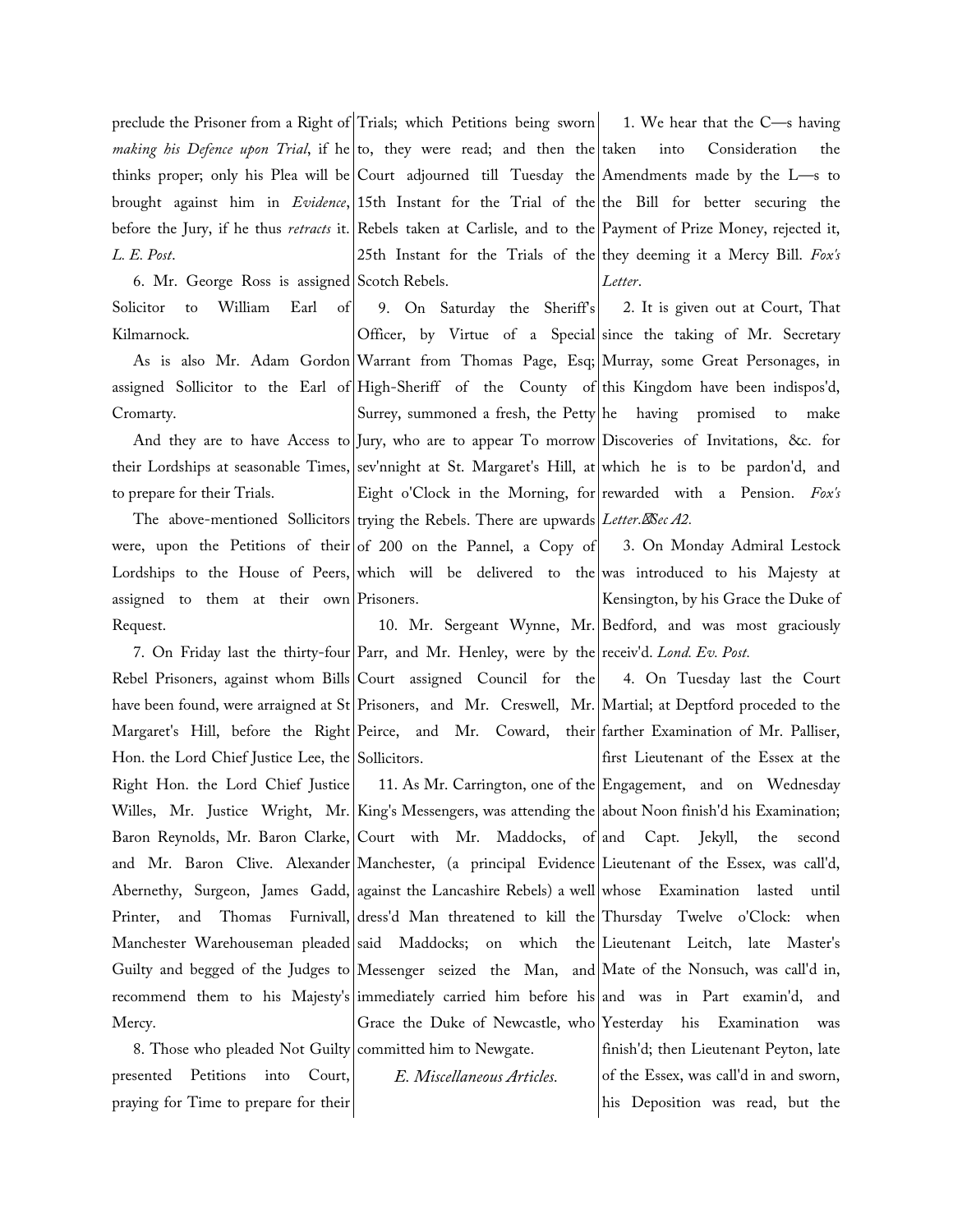preclude the Prisoner from a Right of *making his Defence upon Trial*, if he thinks proper; only his Plea will be brought against him in *Evidence*, before the Jury, if he thus *retracts* it. *L. E. Post*.

6. Mr. George Ross is assigned Solicitor to William Earl of Kilmarnock.

As is also Mr. Adam Gordon assigned Sollicitor to the Earl of Cromarty.

And they are to have Access to their Lordships at seasonable Times, to prepare for their Trials.

The above-mentioned Sollicitors were, upon the Petitions of their Lordships to the House of Peers, assigned to them at their own Request.

7. On Friday last the thirty-four Rebel Prisoners, against whom Bills have been found, were arraigned at St Margaret's Hill, before the Right Hon. the Lord Chief Justice Lee, the Right Hon. the Lord Chief Justice Willes, Mr. Justice Wright, Mr. Baron Reynolds, Mr. Baron Clarke, and Mr. Baron Clive. Alexander Abernethy, Surgeon, James Gadd, Printer, and Thomas Furnivall, Manchester Warehouseman pleaded Guilty and begged of the Judges to recommend them to his Majesty's Mercy.

8. Those who pleaded Not Guilty presented Petitions into Court, praying for Time to prepare for their Trials; which Petitions being sworn to, they were read; and then the Court adjourned till Tuesday the 15th Instant for the Trial of the Rebels taken at Carlisle, and to the 25th Instant for the Trials of the Scotch Rebels.

9. On Saturday the Sheriff's Officer, by Virtue of a Special Warrant from Thomas Page, Esq; High-Sheriff of the County of Surrey, summoned a fresh, the Petty Jury, who are to appear To morrow sev'nnight at St. Margaret's Hill, at Eight o'Clock in the Morning, for trying the Rebels. There are upwards of 200 on the Pannel, a Copy of which will be delivered to the Prisoners.

10. Mr. Sergeant Wynne, Mr. Parr, and Mr. Henley, were by the Court assigned Council for the Prisoners, and Mr. Creswell, Mr. Peirce, and Mr. Coward, their Sollicitors.

11. As Mr. Carrington, one of the King's Messengers, was attending the Court with Mr. Maddocks, of Manchester, (a principal Evidence against the Lancashire Rebels) a well dress'd Man threatened to kill the said Maddocks; on which the Messenger seized the Man, and immediately carried him before his Grace the Duke of Newcastle, who committed him to Newgate.

*E. Miscellaneous Articles.*

1. We hear that the C—s having taken into Consideration the Amendments made by the L—s to the Bill for better securing the Payment of Prize Money, rejected it, they deeming it a Mercy Bill. *Fox's Letter*.

2. It is given out at Court, That since the taking of Mr. Secretary Murray, some Great Personages, in this Kingdom have been indispos'd, he having promised to make Discoveries of Invitations, &c. for which he is to be pardon'd, and rewarded with a Pension. *Fox's Letter. Sec A2.*

3. On Monday Admiral Lestock was introduced to his Majesty at Kensington, by his Grace the Duke of Bedford, and was most graciously receiv'd. *Lond. Ev. Post.*

4. On Tuesday last the Court Martial; at Deptford proceded to the farther Examination of Mr. Palliser, first Lieutenant of the Essex at the Engagement, and on Wednesday about Noon finish'd his Examination; and Capt. Jekyll, the second Lieutenant of the Essex, was call'd, whose Examination lasted until Thursday Twelve o'Clock: when Lieutenant Leitch, late Master's Mate of the Nonsuch, was call'd in, and was in Part examin'd, and Yesterday his Examination was finish'd; then Lieutenant Peyton, late of the Essex, was call'd in and sworn, his Deposition was read, but the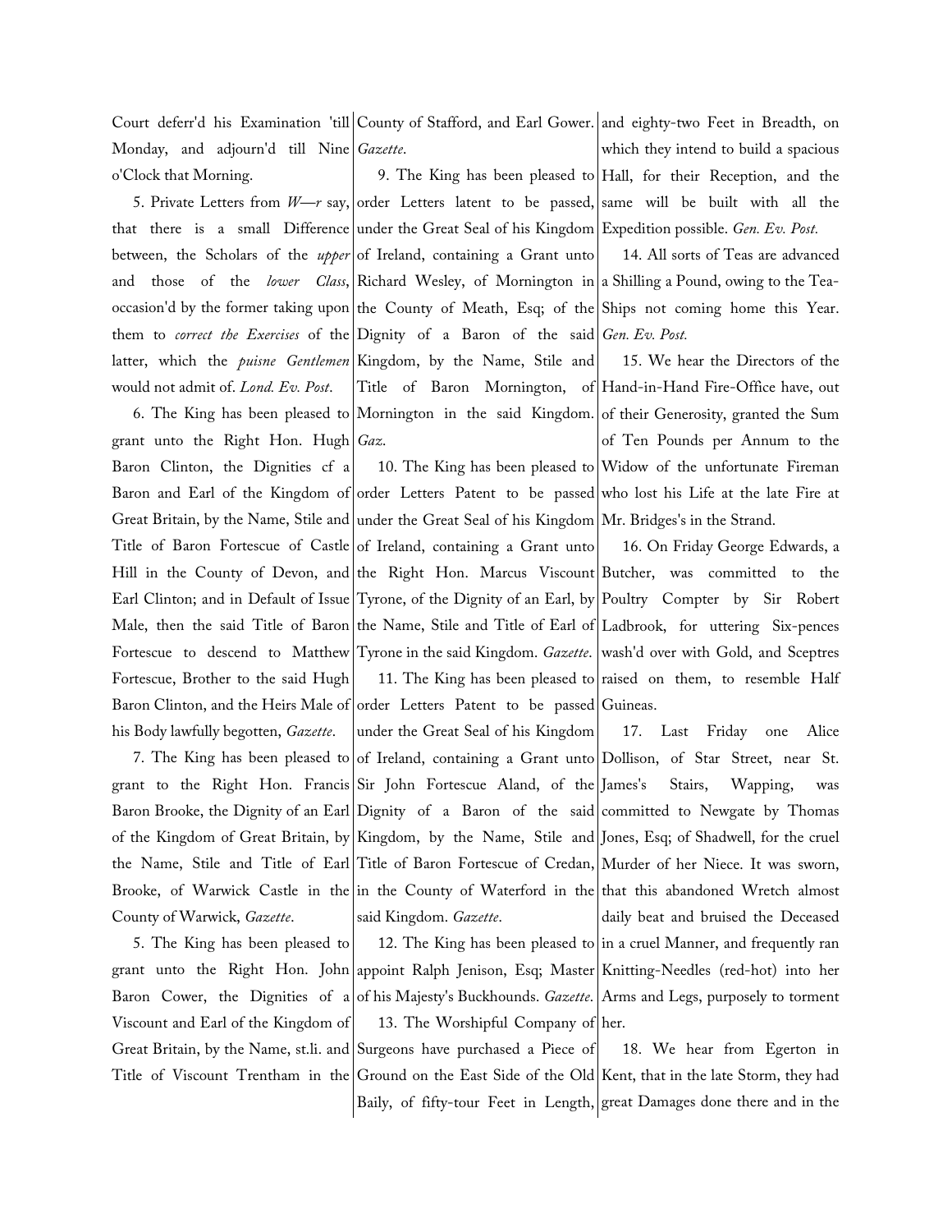Court deferr'd his Examination 'till Monday, and adjourn'd till Nine o'Clock that Morning.

5. Private Letters from *W—r* say, that there is a small Difference between, the Scholars of the *upper* and those of the *lower Class*, occasion'd by the former taking upon them to *correct the Exercises* of the latter, which the *puisne Gentlemen* would not admit of. *Lond. Ev. Post*.

6. The King has been pleased to grant unto the Right Hon. Hugh Baron Clinton, the Dignities cf a Baron and Earl of the Kingdom of Great Britain, by the Name, Stile and Title of Baron Fortescue of Castle Hill in the County of Devon, and Earl Clinton; and in Default of Issue Male, then the said Title of Baron Fortescue to descend to Matthew Fortescue, Brother to the said Hugh Baron Clinton, and the Heirs Male of his Body lawfully begotten, *Gazette*.

7. The King has been pleased to grant to the Right Hon. Francis Baron Brooke, the Dignity of an Earl of the Kingdom of Great Britain, by the Name, Stile and Title of Earl Brooke, of Warwick Castle in the County of Warwick, *Gazette*.

5. The King has been pleased to grant unto the Right Hon. John Baron Cower, the Dignities of a Viscount and Earl of the Kingdom of Great Britain, by the Name, st.li. and Title of Viscount Trentham in the County of Stafford, and Earl Gower. *Gazette*.

9. The King has been pleased to order Letters latent to be passed, under the Great Seal of his Kingdom of Ireland, containing a Grant unto Richard Wesley, of Mornington in the County of Meath, Esq; of the Dignity of a Baron of the said Kingdom, by the Name, Stile and Title of Baron Mornington, of Mornington in the said Kingdom. *Gaz*.

10. The King has been pleased to order Letters Patent to be passed under the Great Seal of his Kingdom of Ireland, containing a Grant unto the Right Hon. Marcus Viscount Tyrone, of the Dignity of an Earl, by the Name, Stile and Title of Earl of Tyrone in the said Kingdom. *Gazette*.

11. The King has been pleased to order Letters Patent to be passed under the Great Seal of his Kingdom of Ireland, containing a Grant unto Sir John Fortescue Aland, of the Dignity of a Baron of the said Kingdom, by the Name, Stile and Title of Baron Fortescue of Credan, in the County of Waterford in the said Kingdom. *Gazette*.

12. The King has been pleased to appoint Ralph Jenison, Esq; Master of his Majesty's Buckhounds. *Gazette*.

13. The Worshipful Company of Surgeons have purchased a Piece of Ground on the East Side of the Old Baily, of fifty-tour Feet in Length, and eighty-two Feet in Breadth, on which they intend to build a spacious Hall, for their Reception, and the same will be built with all the Expedition possible. *Gen. Ev. Post.*

14. All sorts of Teas are advanced a Shilling a Pound, owing to the Tea-Ships not coming home this Year. *Gen. Ev. Post.*

15. We hear the Directors of the Hand-in-Hand Fire-Office have, out of their Generosity, granted the Sum of Ten Pounds per Annum to the Widow of the unfortunate Fireman who lost his Life at the late Fire at Mr. Bridges's in the Strand.

16. On Friday George Edwards, a Butcher, was committed to the Poultry Compter by Sir Robert Ladbrook, for uttering Six-pences wash'd over with Gold, and Sceptres raised on them, to resemble Half Guineas.

17. Last Friday one Alice Dollison, of Star Street, near St. James's Stairs, Wapping, was committed to Newgate by Thomas Jones, Esq; of Shadwell, for the cruel Murder of her Niece. It was sworn, that this abandoned Wretch almost daily beat and bruised the Deceased in a cruel Manner, and frequently ran Knitting-Needles (red-hot) into her Arms and Legs, purposely to torment her.

18. We hear from Egerton in Kent, that in the late Storm, they had great Damages done there and in the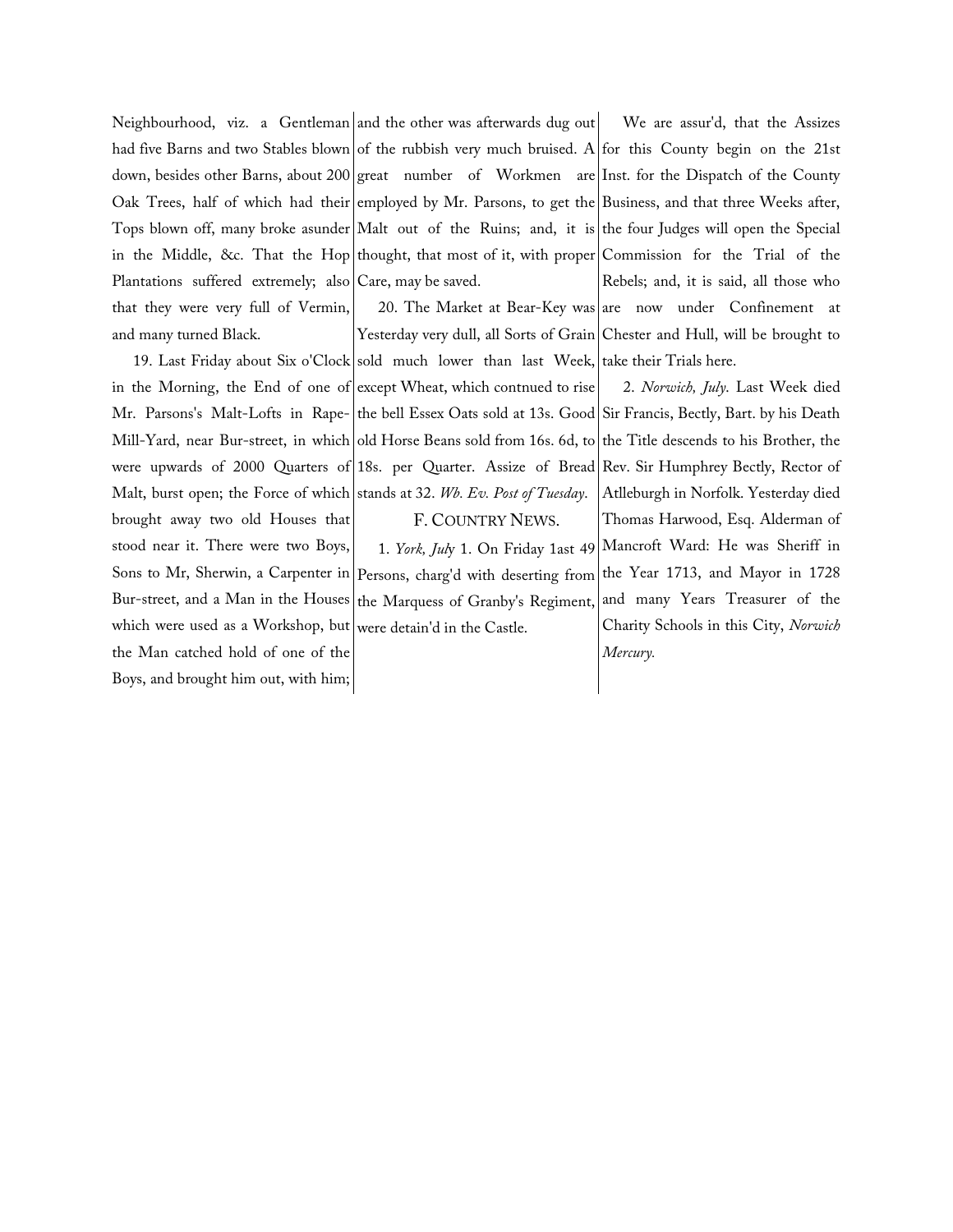Neighbourhood, viz. a Gentleman had five Barns and two Stables blown down, besides other Barns, about 200 Oak Trees, half of which had their Tops blown off, many broke asunder in the Middle, &c. That the Hop Plantations suffered extremely; also that they were very full of Vermin, and many turned Black.

19. Last Friday about Six o'Clock in the Morning, the End of one of Mr. Parsons's Malt-Lofts in Rape-Mill-Yard, near Bur-street, in which were upwards of 2000 Quarters of Malt, burst open; the Force of which brought away two old Houses that stood near it. There were two Boys, Sons to Mr, Sherwin, a Carpenter in Bur-street, and a Man in the Houses which were used as a Workshop, but the Man catched hold of one of the Boys, and brought him out, with him; and the other was afterwards dug out of the rubbish very much bruised. A great number of Workmen are employed by Mr. Parsons, to get the Malt out of the Ruins; and, it is thought, that most of it, with proper Care, may be saved.

20. The Market at Bear-Key was Yesterday very dull, all Sorts of Grain sold much lower than last Week, except Wheat, which contnued to rise the bell Essex Oats sold at 13s. Good old Horse Beans sold from 16s. 6d, to 18s. per Quarter. Assize of Bread stands at 32. *Wh. Ev. Post of Tuesday*.

## F. COUNTRY NEWS.

1. *York, July* 1. On Friday 1ast 49 Persons, charg'd with deserting from the Marquess of Granby's Regiment, were detain'd in the Castle.

We are assur'd, that the Assizes for this County begin on the 21st Inst. for the Dispatch of the County Business, and that three Weeks after, the four Judges will open the Special Commission for the Trial of the Rebels; and, it is said, all those who are now under Confinement at Chester and Hull, will be brought to take their Trials here.

2. *Norwich, July*. Last Week died Sir Francis, Bectly, Bart. by his Death the Title descends to his Brother, the Rev. Sir Humphrey Bectly, Rector of Atlleburgh in Norfolk. Yesterday died Thomas Harwood, Esq. Alderman of Mancroft Ward: He was Sheriff in the Year 1713, and Mayor in 1728 and many Years Treasurer of the Charity Schools in this City, *Norwich Mercury.*